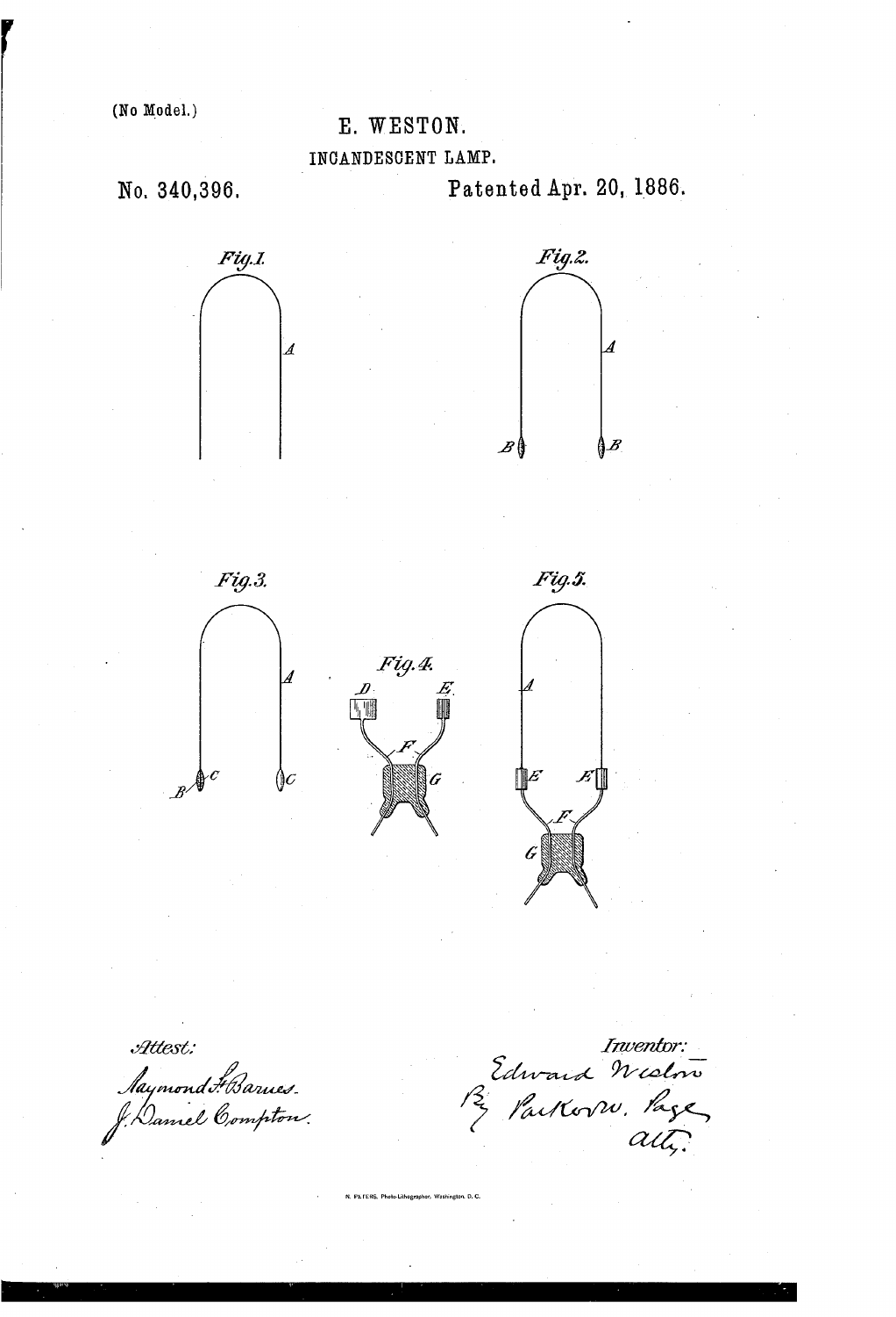(No Model.)

# E. WESTON.

## INCANDESCENT LAMP.

No. 340,396. Patented Apr. 20, 1886.

Fig.1.

Fig.2.

Fig.3.

Fig.4.

Fig.5.

Attest:
Raymond F. Barnes.
J. Daniel Compton.

Inventor:
Edward Weston
By Parker W. Page
atty.

N. PETERS, Photo-Lithographer, Washington, D. C.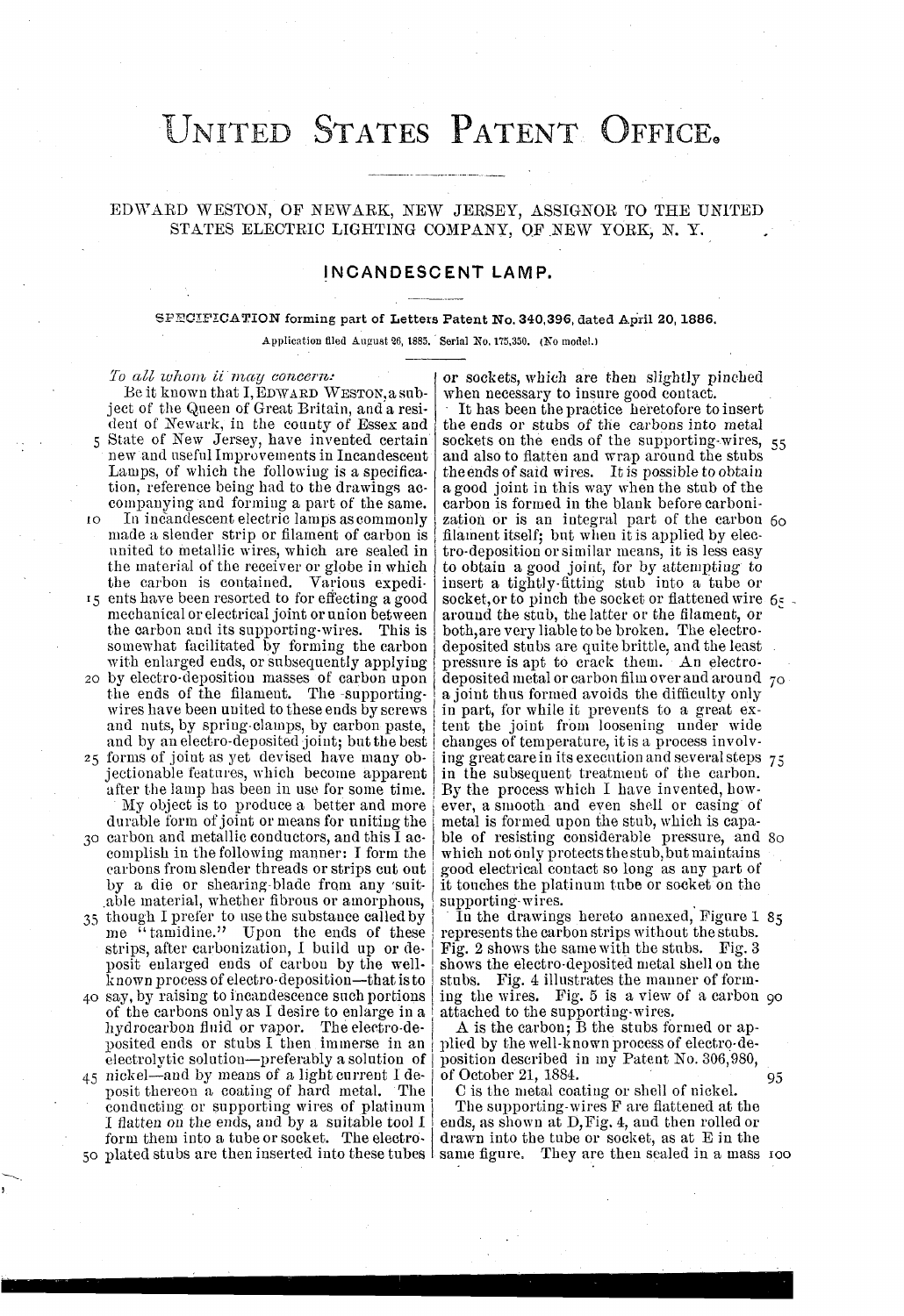# United States Patent Office.

EDWARD WESTON, OF NEWARK, NEW JERSEY, ASSIGNOR TO THE UNITED STATES ELECTRIC LIGHTING COMPANY, OF NEW YORK, N. Y.

## INCANDESCENT LAMP.

SPECIFICATION forming part of Letters Patent No. 340,396, dated April 20, 1886.

Application filed August 26, 1885. Serial No. 175,350. (No model.)

*To all whom it may concern:*

Be it known that I, EDWARD WESTON, a subject of the Queen of Great Britain, and a resident of Newark, in the county of Essex and State of New Jersey, have invented certain new and useful Improvements in Incandescent Lamps, of which the following is a specification, reference being had to the drawings accompanying and forming a part of the same.

In incandescent electric lamps as commonly made a slender strip or filament of carbon is united to metallic wires, which are sealed in the material of the receiver or globe in which the carbon is contained. Various expedients have been resorted to for effecting a good mechanical or electrical joint or union between the carbon and its supporting-wires. This is somewhat facilitated by forming the carbon with enlarged ends, or subsequently applying by electro-deposition masses of carbon upon the ends of the filament. The supporting-wires have been united to these ends by screws and nuts, by spring-clamps, by carbon paste, and by an electro-deposited joint; but the best forms of joint as yet devised have many objectionable features, which become apparent after the lamp has been in use for some time.

My object is to produce a better and more durable form of joint or means for uniting the carbon and metallic conductors, and this I accomplish in the following manner: I form the carbons from slender threads or strips cut out by a die or shearing-blade from any suitable material, whether fibrous or amorphous, though I prefer to use the substance called by me "tamidine." Upon the ends of these strips, after carbonization, I build up or deposit enlarged ends of carbon by the well-known process of electro-deposition—that is to say, by raising to incandescence such portions of the carbons only as I desire to enlarge in a hydrocarbon fluid or vapor. The electro-deposited ends or stubs I then immerse in an electrolytic solution—preferably a solution of nickel—and by means of a light current I deposit thereon a coating of hard metal. The conducting or supporting wires of platinum I flatten on the ends, and by a suitable tool I form them into a tube or socket. The electroplated stubs are then inserted into these tubes or sockets, which are then slightly pinched when necessary to insure good contact.

It has been the practice heretofore to insert the ends or stubs of the carbons into metal sockets on the ends of the supporting-wires, and also to flatten and wrap around the stubs the ends of said wires. It is possible to obtain a good joint in this way when the stub of the carbon is formed in the blank before carbonization or is an integral part of the carbon filament itself; but when it is applied by electro-deposition or similar means, it is less easy to obtain a good joint, for by attempting to insert a tightly-fitting stub into a tube or socket, or to pinch the socket or flattened wire around the stub, the latter or the filament, or both, are very liable to be broken. The electro-deposited stubs are quite brittle, and the least pressure is apt to crack them. An electro-deposited metal or carbon film over and around a joint thus formed avoids the difficulty only in part, for while it prevents to a great extent the joint from loosening under wide changes of temperature, it is a process involving great care in its execution and several steps in the subsequent treatment of the carbon. By the process which I have invented, however, a smooth and even shell or casing of metal is formed upon the stub, which is capable of resisting considerable pressure, and which not only protects the stub, but maintains good electrical contact so long as any part of it touches the platinum tube or socket on the supporting-wires.

In the drawings hereto annexed, Figure 1 represents the carbon strips without the stubs. Fig. 2 shows the same with the stubs. Fig. 3 shows the electro-deposited metal shell on the stubs. Fig. 4 illustrates the manner of forming the wires. Fig. 5 is a view of a carbon attached to the supporting-wires.

A is the carbon; B the stubs formed or applied by the well-known process of electro-deposition described in my Patent No. 306,980, of October 21, 1884.

C is the metal coating or shell of nickel.

The supporting-wires F are flattened at the ends, as shown at D, Fig. 4, and then rolled or drawn into the tube or socket, as at E in the same figure. They are then sealed in a mass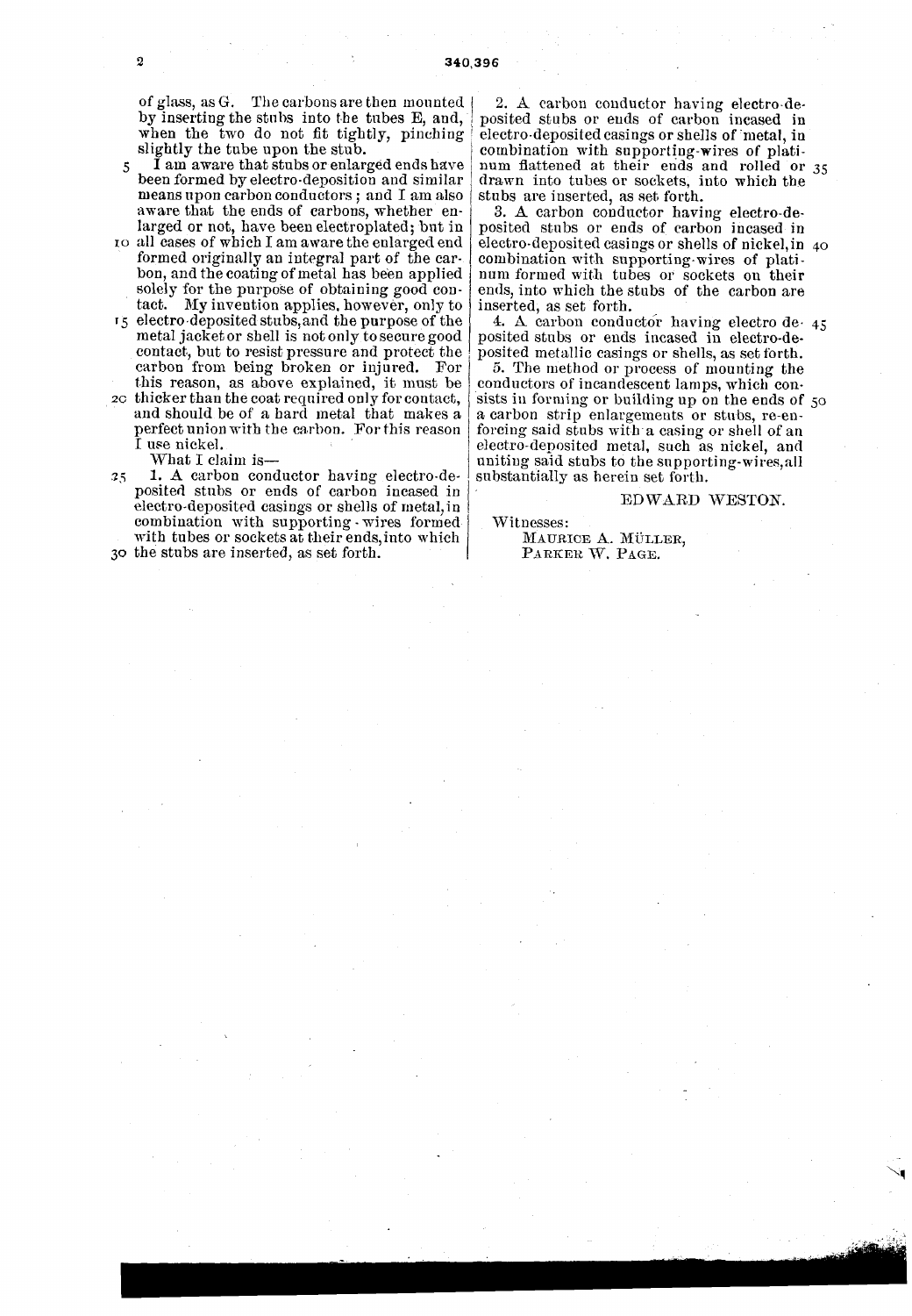of glass, as G. The carbons are then mounted by inserting the stubs into the tubes E, and, when the two do not fit tightly, pinching slightly the tube upon the stub.

I am aware that stubs or enlarged ends have been formed by electro-deposition and similar means upon carbon conductors; and I am also aware that the ends of carbons, whether enlarged or not, have been electroplated; but in all cases of which I am aware the enlarged end formed originally an integral part of the carbon, and the coating of metal has been applied solely for the purpose of obtaining good contact. My invention applies, however, only to electro-deposited stubs, and the purpose of the metal jacket or shell is not only to secure good contact, but to resist pressure and protect the carbon from being broken or injured. For this reason, as above explained, it must be thicker than the coat required only for contact, and should be of a hard metal that makes a perfect union with the carbon. For this reason I use nickel.

What I claim is—

1. A carbon conductor having electro-deposited stubs or ends of carbon incased in electro-deposited casings or shells of metal, in combination with supporting-wires formed with tubes or sockets at their ends, into which the stubs are inserted, as set forth.

2. A carbon conductor having electro-deposited stubs or ends of carbon incased in electro-deposited casings or shells of metal, in combination with supporting-wires of platinum flattened at their ends and rolled or drawn into tubes or sockets, into which the stubs are inserted, as set forth.

3. A carbon conductor having electro-deposited stubs or ends of carbon incased in electro-deposited casings or shells of nickel, in combination with supporting-wires of platinum formed with tubes or sockets on their ends, into which the stubs of the carbon are inserted, as set forth.

4. A carbon conductor having electro-deposited stubs or ends incased in electro-deposited metallic casings or shells, as set forth.

5. The method or process of mounting the conductors of incandescent lamps, which consists in forming or building up on the ends of a carbon strip enlargements or stubs, re-enforcing said stubs with a casing or shell of an electro-deposited metal, such as nickel, and uniting said stubs to the supporting-wires, all substantially as herein set forth.

EDWARD WESTON.

Witnesses:

MAURICE A. MÜLLER,
PARKER W. PAGE.